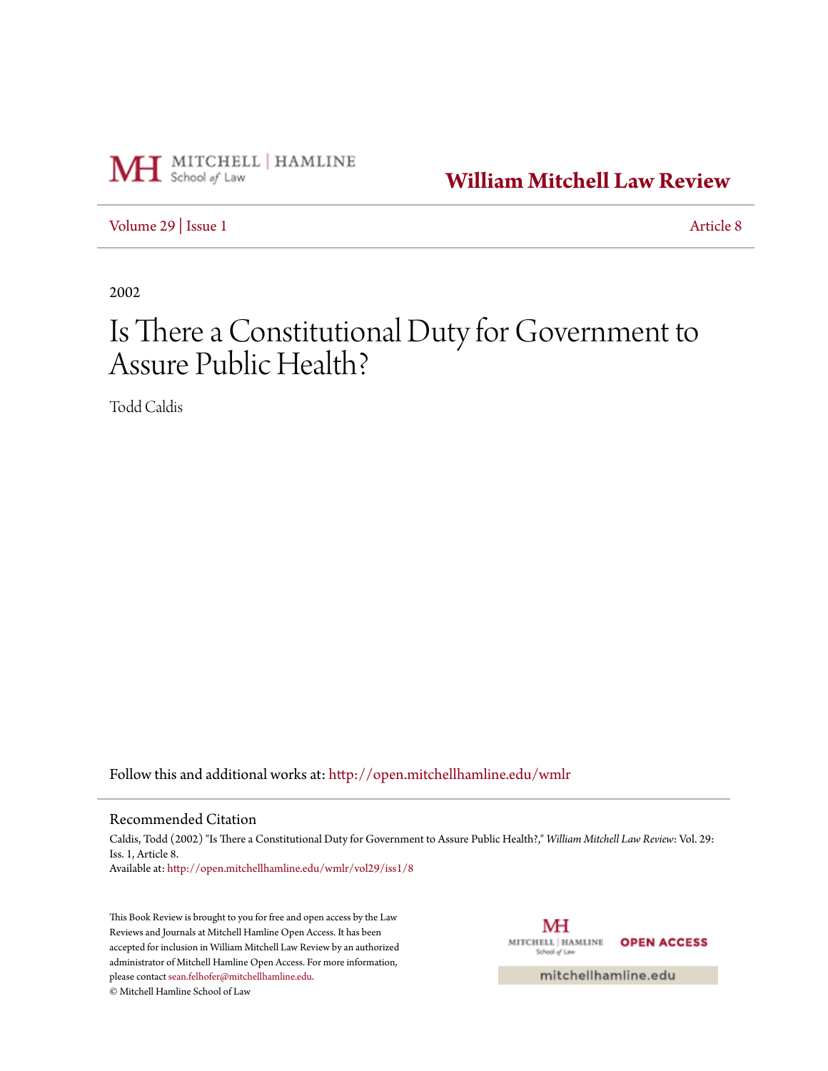William Mitchell Law Review

Volume 29 | Issue 1 Article 8

2002

# Is There a Constitutional Duty for Government to Assure Public Health?

Todd Caldis

Follow this and additional works at: http://open.mitchellhamline.edu/wmlr

## Recommended Citation

Caldis, Todd (2002) "Is There a Constitutional Duty for Government to Assure Public Health?," *William Mitchell Law Review*: Vol. 29: Iss. 1, Article 8.
Available at: http://open.mitchellhamline.edu/wmlr/vol29/iss1/8

This Book Review is brought to you for free and open access by the Law Reviews and Journals at Mitchell Hamline Open Access. It has been accepted for inclusion in William Mitchell Law Review by an authorized administrator of Mitchell Hamline Open Access. For more information, please contact sean.felhofer@mitchellhamline.edu.
© Mitchell Hamline School of Law

OPEN ACCESS

mitchellhamline.edu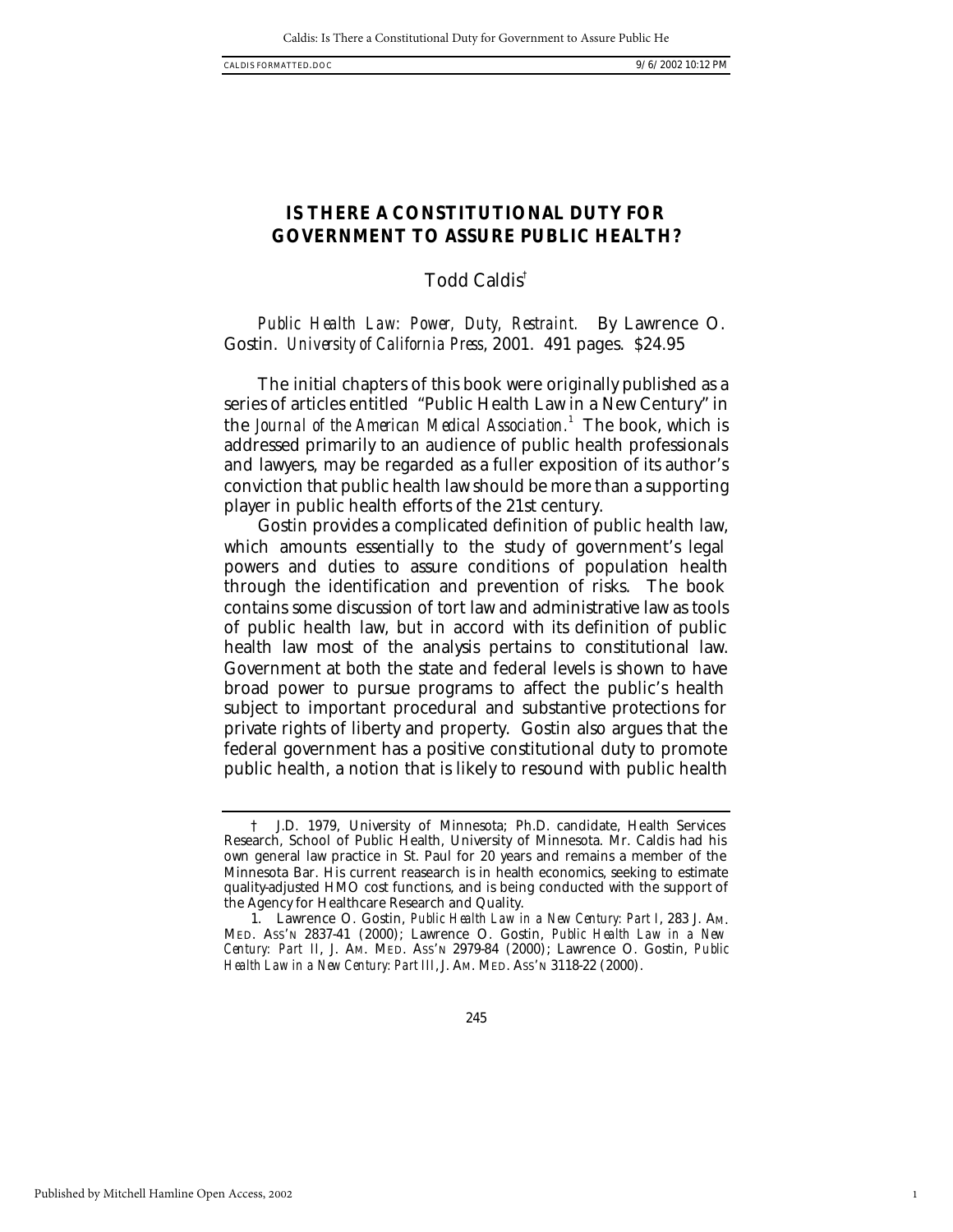# IS THERE A CONSTITUTIONAL DUTY FOR GOVERNMENT TO ASSURE PUBLIC HEALTH?

Todd Caldis[†]

*Public Health Law: Power, Duty, Restraint.* By Lawrence O. Gostin. *University of California Press*, 2001. 491 pages. $24.95

The initial chapters of this book were originally published as a series of articles entitled "Public Health Law in a New Century" in the *Journal of the American Medical Association*.[1] The book, which is addressed primarily to an audience of public health professionals and lawyers, may be regarded as a fuller exposition of its author's conviction that public health law should be more than a supporting player in public health efforts of the 21st century.

Gostin provides a complicated definition of public health law, which amounts essentially to the study of government's legal powers and duties to assure conditions of population health through the identification and prevention of risks. The book contains some discussion of tort law and administrative law as tools of public health law, but in accord with its definition of public health law most of the analysis pertains to constitutional law. Government at both the state and federal levels is shown to have broad power to pursue programs to affect the public's health subject to important procedural and substantive protections for private rights of liberty and property. Gostin also argues that the federal government has a positive constitutional duty to promote public health, a notion that is likely to resound with public health

---

† J.D. 1979, University of Minnesota; Ph.D. candidate, Health Services Research, School of Public Health, University of Minnesota. Mr. Caldis had his own general law practice in St. Paul for 20 years and remains a member of the Minnesota Bar. His current reasearch is in health economics, seeking to estimate quality-adjusted HMO cost functions, and is being conducted with the support of the Agency for Healthcare Research and Quality.

1. Lawrence O. Gostin, *Public Health Law in a New Century: Part I*, 283 J. AM. MED. ASS'N 2837-41 (2000); Lawrence O. Gostin, *Public Health Law in a New Century: Part II*, J. AM. MED. ASS'N 2979-84 (2000); Lawrence O. Gostin, *Public Health Law in a New Century: Part III*, J. AM. MED. ASS'N 3118-22 (2000).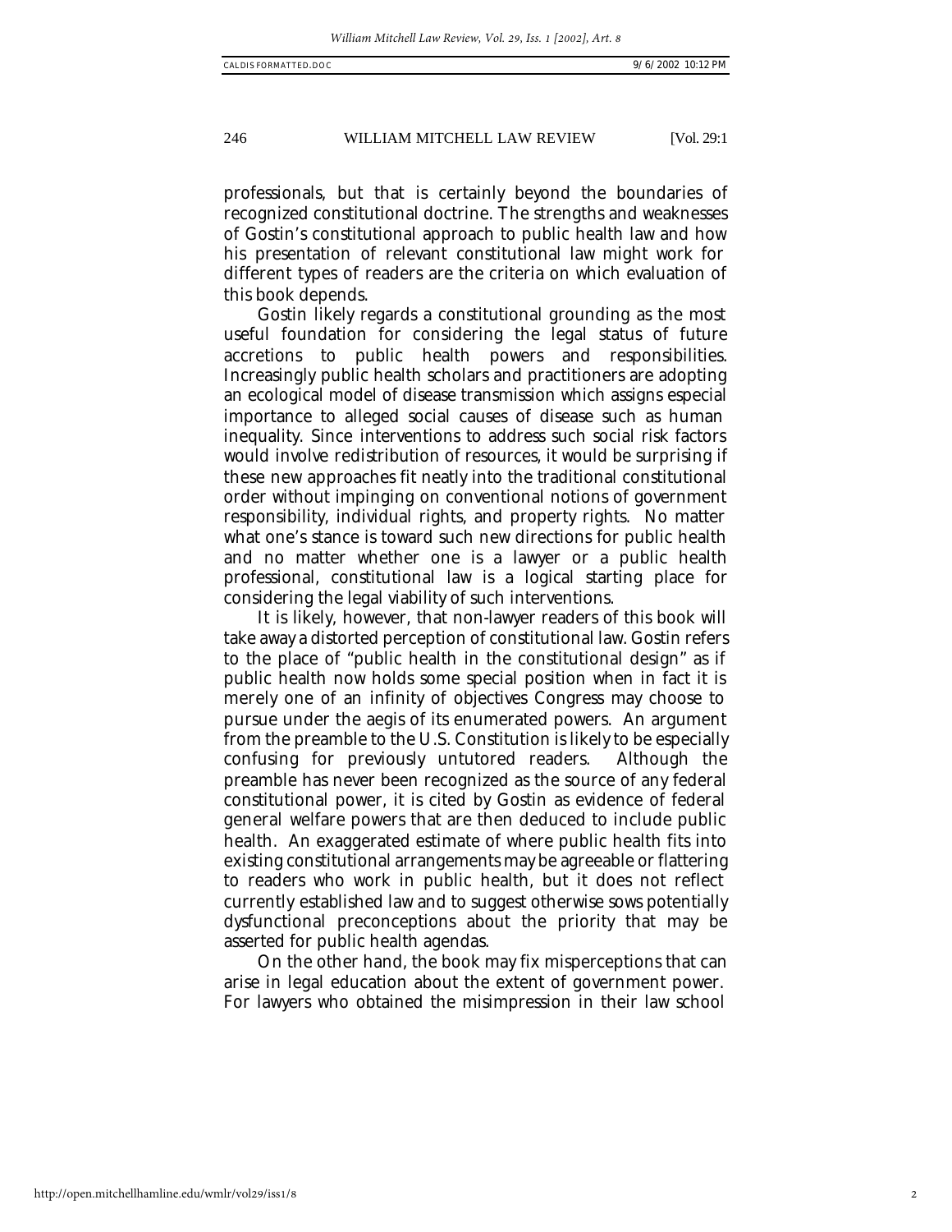professionals, but that is certainly beyond the boundaries of recognized constitutional doctrine. The strengths and weaknesses of Gostin's constitutional approach to public health law and how his presentation of relevant constitutional law might work for different types of readers are the criteria on which evaluation of this book depends.

Gostin likely regards a constitutional grounding as the most useful foundation for considering the legal status of future accretions to public health powers and responsibilities. Increasingly public health scholars and practitioners are adopting an ecological model of disease transmission which assigns especial importance to alleged social causes of disease such as human inequality. Since interventions to address such social risk factors would involve redistribution of resources, it would be surprising if these new approaches fit neatly into the traditional constitutional order without impinging on conventional notions of government responsibility, individual rights, and property rights. No matter what one's stance is toward such new directions for public health and no matter whether one is a lawyer or a public health professional, constitutional law is a logical starting place for considering the legal viability of such interventions.

It is likely, however, that non-lawyer readers of this book will take away a distorted perception of constitutional law. Gostin refers to the place of "public health in the constitutional design" as if public health now holds some special position when in fact it is merely one of an infinity of objectives Congress may choose to pursue under the aegis of its enumerated powers. An argument from the preamble to the U.S. Constitution is likely to be especially confusing for previously untutored readers. Although the preamble has never been recognized as the source of any federal constitutional power, it is cited by Gostin as evidence of federal general welfare powers that are then deduced to include public health. An exaggerated estimate of where public health fits into existing constitutional arrangements may be agreeable or flattering to readers who work in public health, but it does not reflect currently established law and to suggest otherwise sows potentially dysfunctional preconceptions about the priority that may be asserted for public health agendas.

On the other hand, the book may fix misperceptions that can arise in legal education about the extent of government power. For lawyers who obtained the misimpression in their law school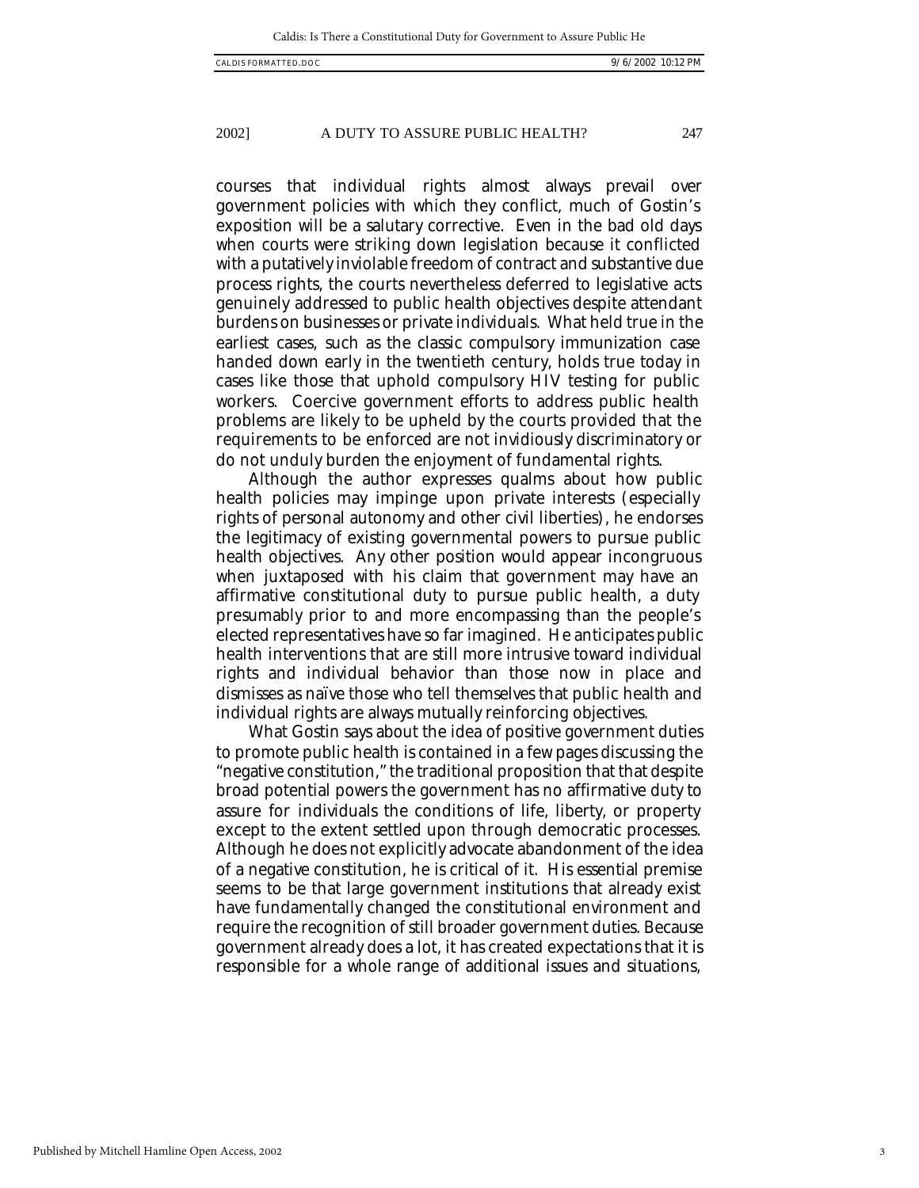courses that individual rights almost always prevail over government policies with which they conflict, much of Gostin's exposition will be a salutary corrective. Even in the bad old days when courts were striking down legislation because it conflicted with a putatively inviolable freedom of contract and substantive due process rights, the courts nevertheless deferred to legislative acts genuinely addressed to public health objectives despite attendant burdens on businesses or private individuals. What held true in the earliest cases, such as the classic compulsory immunization case handed down early in the twentieth century, holds true today in cases like those that uphold compulsory HIV testing for public workers. Coercive government efforts to address public health problems are likely to be upheld by the courts provided that the requirements to be enforced are not invidiously discriminatory or do not unduly burden the enjoyment of fundamental rights.

Although the author expresses qualms about how public health policies may impinge upon private interests (especially rights of personal autonomy and other civil liberties), he endorses the legitimacy of existing governmental powers to pursue public health objectives. Any other position would appear incongruous when juxtaposed with his claim that government may have an affirmative constitutional duty to pursue public health, a duty presumably prior to and more encompassing than the people's elected representatives have so far imagined. He anticipates public health interventions that are still more intrusive toward individual rights and individual behavior than those now in place and dismisses as naïve those who tell themselves that public health and individual rights are always mutually reinforcing objectives.

What Gostin says about the idea of positive government duties to promote public health is contained in a few pages discussing the "negative constitution," the traditional proposition that that despite broad potential powers the government has no affirmative duty to assure for individuals the conditions of life, liberty, or property except to the extent settled upon through democratic processes. Although he does not explicitly advocate abandonment of the idea of a negative constitution, he is critical of it. His essential premise seems to be that large government institutions that already exist have fundamentally changed the constitutional environment and require the recognition of still broader government duties. Because government already does a lot, it has created expectations that it is responsible for a whole range of additional issues and situations,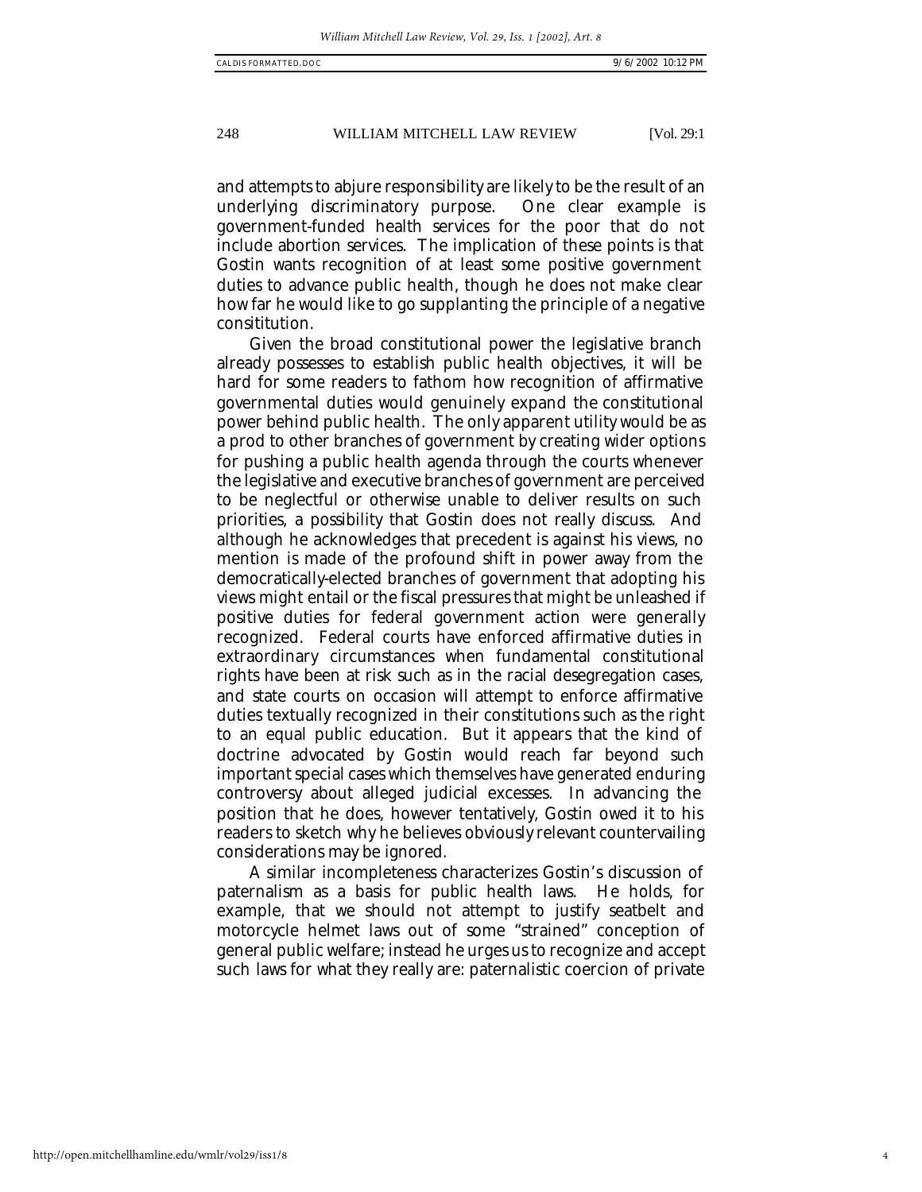and attempts to abjure responsibility are likely to be the result of an underlying discriminatory purpose. One clear example is government-funded health services for the poor that do not include abortion services. The implication of these points is that Gostin wants recognition of at least some positive government duties to advance public health, though he does not make clear how far he would like to go supplanting the principle of a negative consititution.

Given the broad constitutional power the legislative branch already possesses to establish public health objectives, it will be hard for some readers to fathom how recognition of affirmative governmental duties would genuinely expand the constitutional power behind public health. The only apparent utility would be as a prod to other branches of government by creating wider options for pushing a public health agenda through the courts whenever the legislative and executive branches of government are perceived to be neglectful or otherwise unable to deliver results on such priorities, a possibility that Gostin does not really discuss. And although he acknowledges that precedent is against his views, no mention is made of the profound shift in power away from the democratically-elected branches of government that adopting his views might entail or the fiscal pressures that might be unleashed if positive duties for federal government action were generally recognized. Federal courts have enforced affirmative duties in extraordinary circumstances when fundamental constitutional rights have been at risk such as in the racial desegregation cases, and state courts on occasion will attempt to enforce affirmative duties textually recognized in their constitutions such as the right to an equal public education. But it appears that the kind of doctrine advocated by Gostin would reach far beyond such important special cases which themselves have generated enduring controversy about alleged judicial excesses. In advancing the position that he does, however tentatively, Gostin owed it to his readers to sketch why he believes obviously relevant countervailing considerations may be ignored.

A similar incompleteness characterizes Gostin's discussion of paternalism as a basis for public health laws. He holds, for example, that we should not attempt to justify seatbelt and motorcycle helmet laws out of some "strained" conception of general public welfare; instead he urges us to recognize and accept such laws for what they really are: paternalistic coercion of private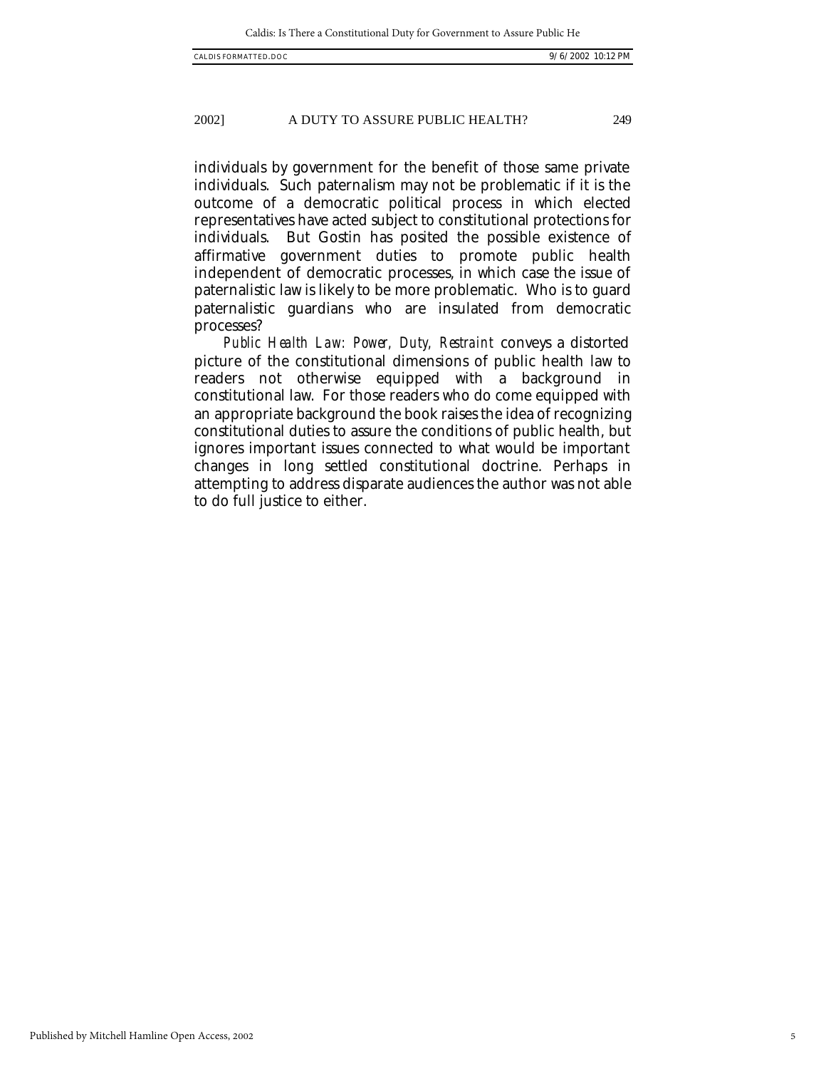individuals by government for the benefit of those same private individuals. Such paternalism may not be problematic if it is the outcome of a democratic political process in which elected representatives have acted subject to constitutional protections for individuals. But Gostin has posited the possible existence of affirmative government duties to promote public health independent of democratic processes, in which case the issue of paternalistic law is likely to be more problematic. Who is to guard paternalistic guardians who are insulated from democratic processes?

*Public Health Law: Power, Duty, Restraint* conveys a distorted picture of the constitutional dimensions of public health law to readers not otherwise equipped with a background in constitutional law. For those readers who do come equipped with an appropriate background the book raises the idea of recognizing constitutional duties to assure the conditions of public health, but ignores important issues connected to what would be important changes in long settled constitutional doctrine. Perhaps in attempting to address disparate audiences the author was not able to do full justice to either.